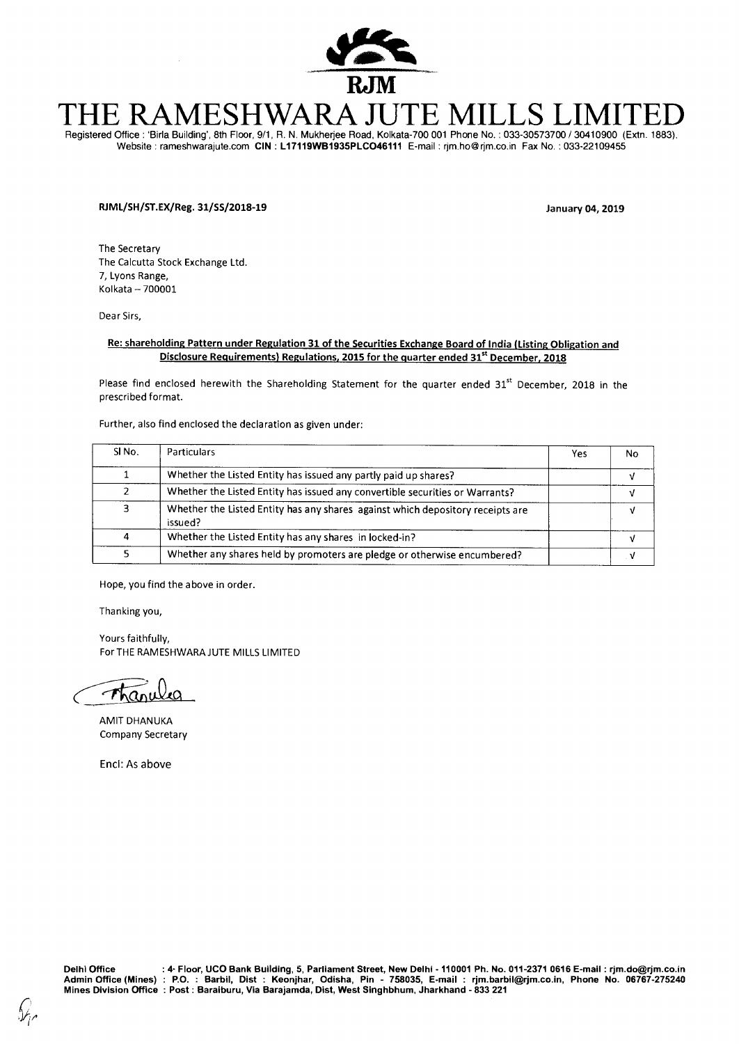# THE RAMESHWARA JUTE MILLS LIMITED

Registered Office : 'Birla Building', 8th Floor, 9/1, R. N. Mukherjee Road, Kolkata-700 001 Phone No. : 033-30573700 / 30410900 (Extn. 1883), Website : rameshwarajute.com **CIN : L17119WB1935PLCO46111** E-mail : rjm.ho@rjm.co.in Fax No. : 033-22109455

**RJML/SH/ST.EX/Reg. 31/SS/2018-19** **January 04, 2019**

The Secretary
The Calcutta Stock Exchange Ltd.
7, Lyons Range,
Kolkata – 700001

Dear Sirs,

**Re: shareholding Pattern under Regulation 31 of the Securities Exchange Board of India (Listing Obligation and Disclosure Requirements) Regulations, 2015 for the quarter ended 31st December, 2018**

Please find enclosed herewith the Shareholding Statement for the quarter ended 31st December, 2018 in the prescribed format.

Further, also find enclosed the declaration as given under:

| Sl No. | Particulars | Yes | No |
|---|---|---|---|
| 1 | Whether the Listed Entity has issued any partly paid up shares? | | √ |
| 2 | Whether the Listed Entity has issued any convertible securities or Warrants? | | √ |
| 3 | Whether the Listed Entity has any shares against which depository receipts are issued? | | √ |
| 4 | Whether the Listed Entity has any shares in locked-in? | | √ |
| 5 | Whether any shares held by promoters are pledge or otherwise encumbered? | | √ |

Hope, you find the above in order.

Thanking you,

Yours faithfully,
For THE RAMESHWARA JUTE MILLS LIMITED

AMIT DHANUKA
Company Secretary

Encl: As above

**Delhi Office** : 4th Floor, UCO Bank Building, 5, Parliament Street, New Delhi - 110001 Ph. No. 011-2371 0616 E-mail : rjm.do@rjm.co.in
**Admin Office (Mines)** : P.O. : Barbil, Dist : Keonjhar, Odisha, Pin - 758035, E-mail : rjm.barbil@rjm.co.in, Phone No. 06767-275240
**Mines Division Office** : Post : Baraiburu, Via Barajamda, Dist, West Singhbhum, Jharkhand - 833 221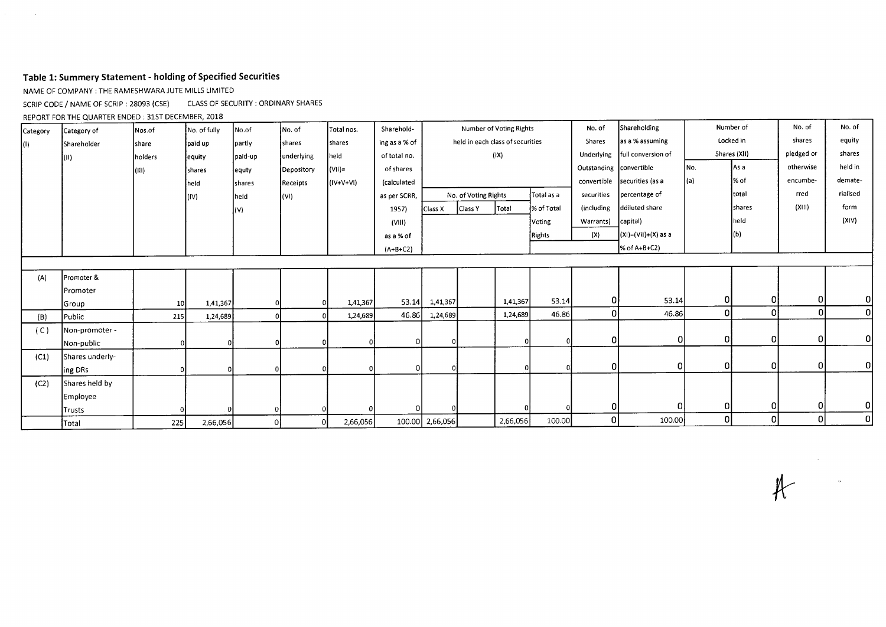## Table 1: Summery Statement - holding of Specified Securities

NAME OF COMPANY : THE RAMESHWARA JUTE MILLS LIMITED

SCRIP CODE / NAME OF SCRIP : 28093 (CSE) CLASS OF SECURITY : ORDINARY SHARES

REPORT FOR THE QUARTER ENDED : 31ST DECEMBER, 2018

| Category (I) | Category of Shareholder (II) | Nos.of share holders (III) | No. of fully paid up equity shares held (IV) | No.of partly paid-up equty shares held (V) | No. of shares underlying Depository Receipts (VI) | Total nos. shares held (VII)= (IV+V+VI) | Sharehold-ing as a % of of total no. of shares (calculated as per SCRR, 1957) (VIII) as a % of (A+B+C2) | Number of Voting Rights held in each class of securities (IX) | | | | No. of Shares Underlying Outstanding convertible securities (including Warrants) (X) | Shareholding as a % assuming full conversion of convertible securities (as a percentage of ddiluted share capital) (XI)=(VII)+(X) as a % of A+B+C2) | Number of Locked in Shares (XII) | | No. of shares pledged or otherwise encumbe-rred (XIII) | No. of equity shares held in demate-rialised form (XIV) |
|---|---|---|---|---|---|---|---|---|---|---|---|---|---|---|---|---|---|
| | | | | | | | | No. of Voting Rights | | | Total as a % of Total Voting Rights | | | No. (a) | As a % of total shares held (b) | | |
| | | | | | | | | Class X | Class Y | Total | | | | | | | |
| (A) | Promoter & Promoter Group | 10 | 1,41,367 | 0 | 0 | 1,41,367 | 53.14 | 1,41,367 | | 1,41,367 | 53.14 | 0 | 53.14 | 0 | 0 | 0 | 0 |
| (B) | Public | 215 | 1,24,689 | 0 | 0 | 1,24,689 | 46.86 | 1,24,689 | | 1,24,689 | 46.86 | 0 | 46.86 | 0 | 0 | 0 | 0 |
| (C) | Non-promoter - Non-public | 0 | 0 | 0 | 0 | 0 | 0 | 0 | | 0 | 0 | 0 | 0 | 0 | 0 | 0 | 0 |
| (C1) | Shares underly-ing DRs | 0 | 0 | 0 | 0 | 0 | 0 | 0 | | 0 | 0 | 0 | 0 | 0 | 0 | 0 | 0 |
| (C2) | Shares held by Employee Trusts | 0 | 0 | 0 | 0 | 0 | 0 | 0 | | 0 | 0 | 0 | 0 | 0 | 0 | 0 | 0 |
| | Total | 225 | 2,66,056 | 0 | 0 | 2,66,056 | 100.00 | 2,66,056 | | 2,66,056 | 100.00 | 0 | 100.00 | 0 | 0 | 0 | 0 |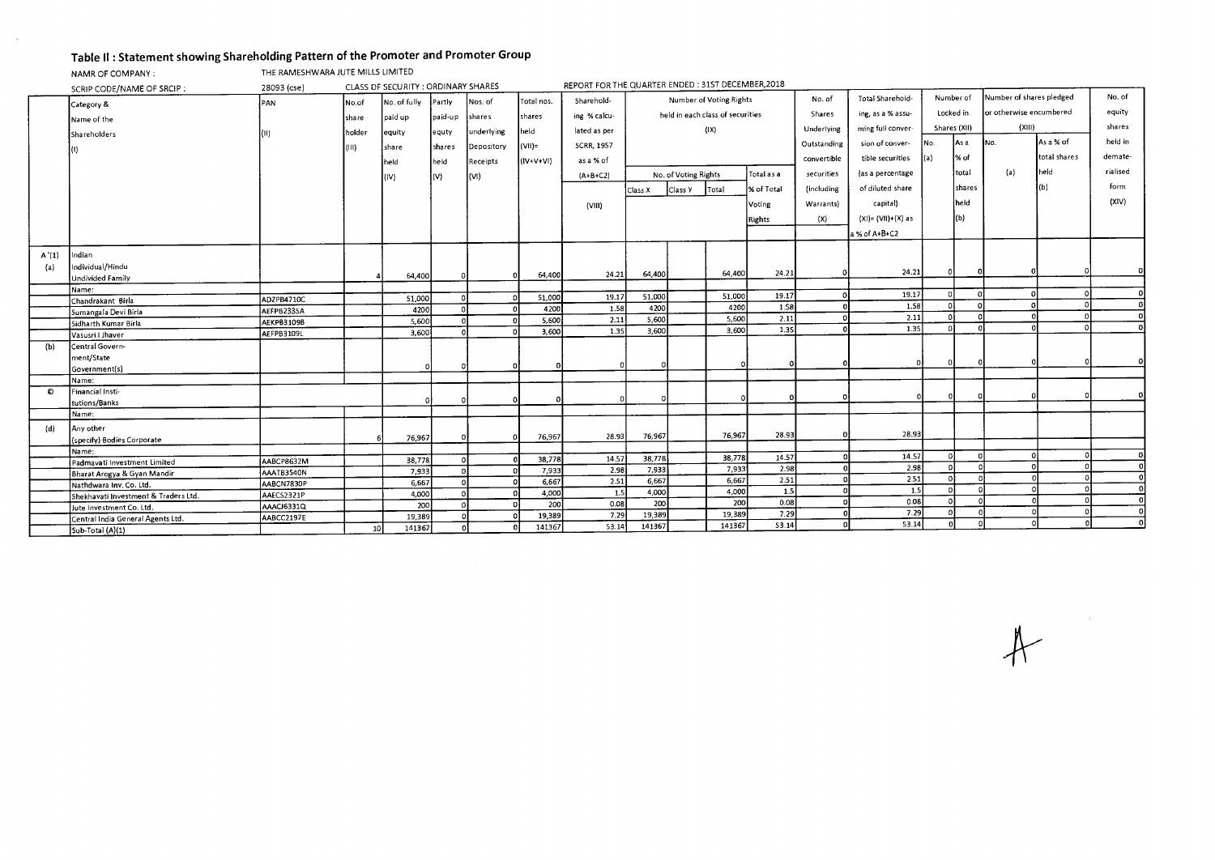## Table II : Statement showing Shareholding Pattern of the Promoter and Promoter Group

NAMR OF COMPANY : THE RAMESHWARA JUTE MILLS LIMITED

SCRIP CODE/NAME OF SRCIP : 28093 (cse) CLASS OF SECURITY : ORDINARY SHARES REPORT FOR THE QUARTER ENDED : 31ST DECEMBER,2018

| | Category & Name of the Shareholders (I) | PAN (II) | No.of share holder (III) | No. of fully paid up equity share held (IV) | Partly paid-up equty shares held (V) | Nos. of shares underlying Depository Receipts (VI) | Total nos. shares held (VII)= (IV+V+VI) | Sharehold-ing % calcu-lated as per SCRR, 1957 as a % of (A+B+C2) (VIII) | Number of Voting Rights held in each class of securities (IX) | | | | No. of Shares Underlying Outstanding convertible securities (including Warrants) (X) | Total Sharehold-ing, as a % assu-ming full conver-sion of conver-tible securities (as a percentage of diluted share capital) (XI)= (VII)+(X) as a % of A+B+C2 | Number of Locked in Shares (XII) | | Number of shares pledged or otherwise encumbered (XIII) | | No. of equity shares held in demate-rialised form (XIV) |
|---|---|---|---|---|---|---|---|---|---|---|---|---|---|---|---|---|---|---|---|
| | | | | | | | | | No. of Voting Rights Class X | Class Y | Total | Total as a % of Total Voting Rights | | | No. (a) | As a % of total shares held (b) | No. (a) | As a % of total shares held (b) | |
| A'(1) | Indian | | | | | | | | | | | | | | | | | | |
| (a) | Individual/Hindu Undivided Family | | 4 | 64,400 | 0 | 0 | 64,400 | 24.21 | 64,400 | | 64,400 | 24.21 | 0 | 24.21 | 0 | 0 | 0 | 0 | 0 |
| | Name: | | | | | | | | | | | | | | | | | | |
| | Chandrakant Birla | ADZPB4710C | | 51,000 | 0 | 0 | 51,000 | 19.17 | 51,000 | | 51,000 | 19.17 | 0 | 19.17 | 0 | 0 | 0 | 0 | 0 |
| | Sumangala Devi Birla | AEFPB2335A | | 4200 | 0 | 0 | 4200 | 1.58 | 4200 | | 4200 | 1.58 | 0 | 1.58 | 0 | 0 | 0 | 0 | 0 |
| | Sidharth Kumar Birla | AEKPB3109B | | 5,600 | 0 | 0 | 5,600 | 2.11 | 5,600 | | 5,600 | 2.11 | 0 | 2.11 | 0 | 0 | 0 | 0 | 0 |
| | Vasusri I Jhaver | AEFPB3109L | | 3,600 | 0 | 0 | 3,600 | 1.35 | 3,600 | | 3,600 | 1.35 | 0 | 1.35 | 0 | 0 | 0 | 0 | 0 |
| (b) | Central Government/State Government(s) | | | 0 | 0 | 0 | 0 | 0 | 0 | | 0 | 0 | 0 | 0 | 0 | 0 | 0 | 0 | 0 |
| | Name: | | | | | | | | | | | | | | | | | | |
| © | Financial Institutions/Banks | | | 0 | 0 | 0 | 0 | 0 | 0 | | 0 | 0 | 0 | 0 | 0 | 0 | 0 | 0 | 0 |
| | Name: | | | | | | | | | | | | | | | | | | |
| (d) | Any other (specify) Bodies Corporate | | 6 | 76,967 | 0 | 0 | 76,967 | 28.93 | 76,967 | | 76,967 | 28.93 | 0 | 28.93 | | | | | |
| | Name: | | | | | | | | | | | | | | | | | | |
| | Padmavati Investment Limited | AABCP8632M | | 38,778 | 0 | 0 | 38,778 | 14.57 | 38,778 | | 38,778 | 14.57 | 0 | 14.57 | 0 | 0 | 0 | 0 | 0 |
| | Bharat Arogya & Gyan Mandir | AAATB3540N | | 7,933 | 0 | 0 | 7,933 | 2.98 | 7,933 | | 7,933 | 2.98 | 0 | 2.98 | 0 | 0 | 0 | 0 | 0 |
| | Nathdwara Inv. Co. Ltd. | AABCN7830P | | 6,667 | 0 | 0 | 6,667 | 2.51 | 6,667 | | 6,667 | 2.51 | 0 | 2.51 | 0 | 0 | 0 | 0 | 0 |
| | Shekhavati Investment & Traders Ltd. | AAECS2321P | | 4,000 | 0 | 0 | 4,000 | 1.5 | 4,000 | | 4,000 | 1.5 | 0 | 1.5 | 0 | 0 | 0 | 0 | 0 |
| | Jute Investment Co. Ltd. | AAACJ6331Q | | 200 | 0 | 0 | 200 | 0.08 | 200 | | 200 | 0.08 | 0 | 0.08 | 0 | 0 | 0 | 0 | 0 |
| | Central India General Agents Ltd. | AABCC2197E | | 19,389 | 0 | 0 | 19,389 | 7.29 | 19,389 | | 19,389 | 7.29 | 0 | 7.29 | 0 | 0 | 0 | 0 | 0 |
| | Sub-Total (A)(1) | | 10 | 141367 | 0 | 0 | 141367 | 53.14 | 141367 | | 141367 | 53.14 | 0 | 53.14 | 0 | 0 | 0 | 0 | 0 |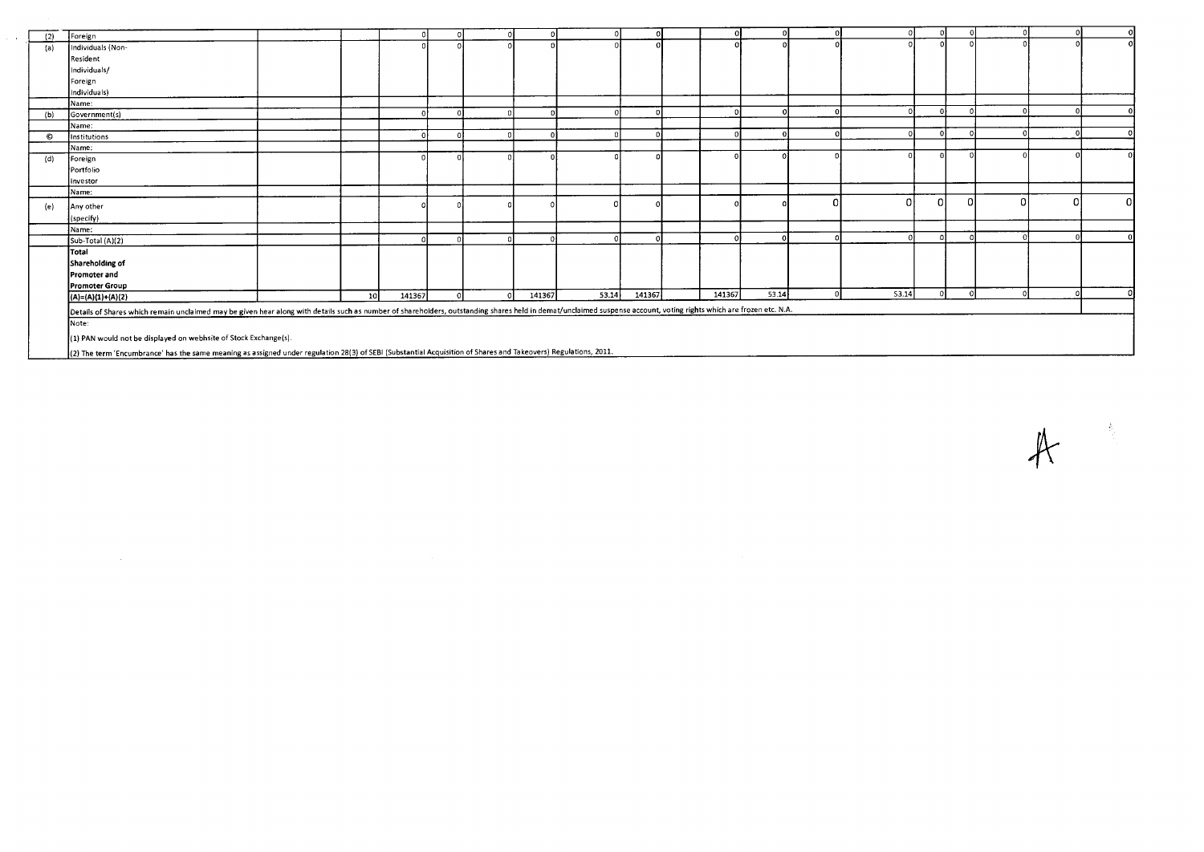| | | | | | | | | | | | | | | | | | | | |
|---|---|---|---|---|---|---|---|---|---|---|---|---|---|---|---|---|---|---|---|
| (2) | Foreign | | | 0 | 0 | 0 | 0 | 0 | 0 | | 0 | 0 | 0 | 0 | 0 | 0 | 0 | 0 | 0 |
| (a) | Individuals (Non-Resident Individuals/ Foreign Individuals) | | | 0 | 0 | 0 | 0 | 0 | 0 | | 0 | 0 | 0 | 0 | 0 | 0 | 0 | 0 | 0 |
| | Name: | | | | | | | | | | | | | | | | | | |
| (b) | Government(s) | | | 0 | 0 | 0 | 0 | 0 | 0 | | 0 | 0 | 0 | 0 | 0 | 0 | 0 | 0 | 0 |
| | Name: | | | | | | | | | | | | | | | | | | |
| © | Institutions | | | 0 | 0 | 0 | 0 | 0 | 0 | | 0 | 0 | 0 | 0 | 0 | 0 | 0 | 0 | 0 |
| | Name: | | | | | | | | | | | | | | | | | | |
| (d) | Foreign Portfolio Investor | | | 0 | 0 | 0 | 0 | 0 | 0 | | 0 | 0 | 0 | 0 | 0 | 0 | 0 | 0 | 0 |
| | Name: | | | | | | | | | | | | | | | | | | |
| (e) | Any other (specify) | | | 0 | 0 | 0 | 0 | 0 | 0 | | 0 | 0 | 0 | 0 | 0 | 0 | 0 | 0 | 0 |
| | Name: | | | | | | | | | | | | | | | | | | |
| | Sub-Total (A)(2) | | | 0 | 0 | 0 | 0 | 0 | 0 | | 0 | 0 | 0 | 0 | 0 | 0 | 0 | 0 | 0 |
| | **Total Shareholding of Promoter and Promoter Group (A)=(A)(1)+(A)(2)** | | 10 | 141367 | 0 | 0 | 141367 | 53.14 | 141367 | | 141367 | 53.14 | 0 | 53.14 | 0 | 0 | 0 | 0 | 0 |

Details of Shares which remain unclaimed may be given hear along with details such as number of shareholders, outstanding shares held in demat/unclaimed suspense account, voting rights which are frozen etc. N.A.

Note:

(1) PAN would not be displayed on webhsite of Stock Exchange(s).

(2) The term 'Encumbrance' has the same meaning as assigned under regulation 28(3) of SEBI (Substantial Acquisition of Shares and Takeovers) Regulations, 2011.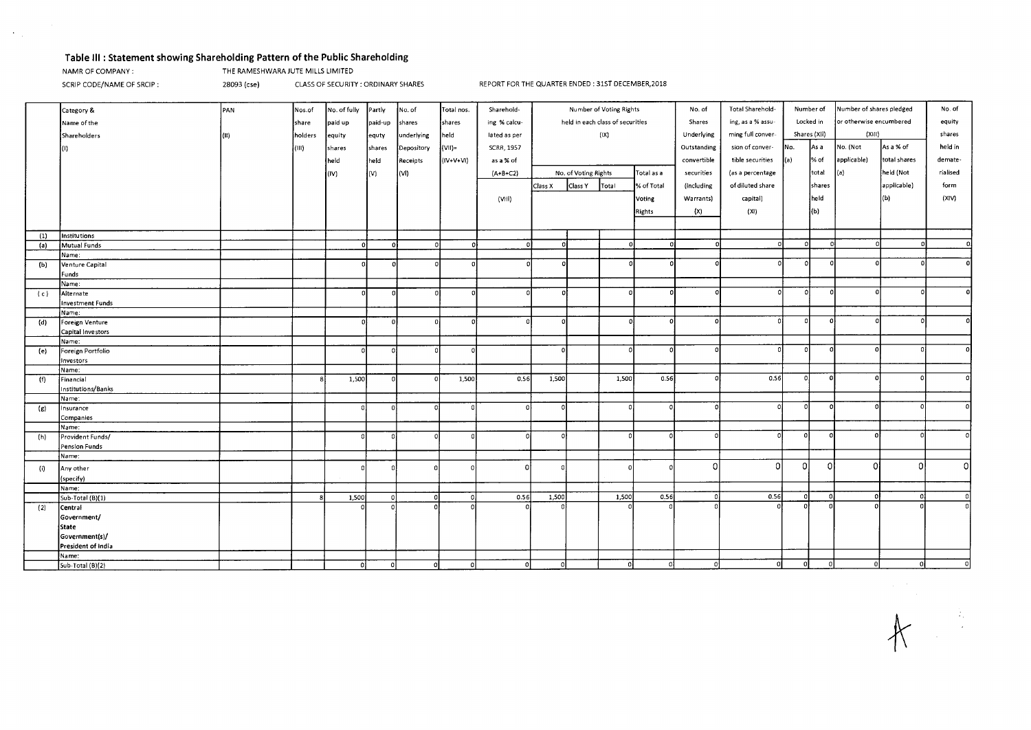## Table III : Statement showing Shareholding Pattern of the Public Shareholding

NAMR OF COMPANY : THE RAMESHWARA JUTE MILLS LIMITED

SCRIP CODE/NAME OF SRCIP : 28093 (cse) CLASS OF SECURITY : ORDINARY SHARES REPORT FOR THE QUARTER ENDED : 31ST DECEMBER,2018

| | Category & Name of the Shareholders (I) | PAN (II) | Nos.of share holders (III) | No. of fully paid up equity shares held (IV) | Partly paid-up equty shares held (V) | No. of shares underlying Depository Receipts (VI) | Total nos. shares held (VII)= (IV+V+VI) | Sharehold-ing % calcu-lated as per SCRR, 1957 as a % of (A+B+C2) (VIII) | Number of Voting Rights held in each class of securities (IX) | | | | No. of Shares Underlying Outstanding convertible securities (Including Warrants) (X) | Total Sharehold-ing, as a % assu-ming full conver-sion of conver-tible securities (as a percentage of diluted share capital) (XI) | Number of Locked in Shares (XII) | | Number of shares pledged or otherwise encumbered (XIII) | | No. of equity shares held in demate-rialised form (XIV) |
|---|---|---|---|---|---|---|---|---|---|---|---|---|---|---|---|---|---|---|---|
| | | | | | | | | | No. of Voting Rights | | | Total as a % of Total Voting Rights | | | No. (a) | As a % of total shares held (b) | No. (Not applicable) (a) | As a % of total shares held (Not applicable) (b) | |
| | | | | | | | | | Class X | Class Y | Total | | | | | | | | |
| (1) | Institutions | | | | | | | | | | | | | | | | | | |
| (a) | Mutual Funds | | | 0 | 0 | 0 | 0 | 0 | 0 | | 0 | 0 | 0 | 0 | 0 | 0 | 0 | 0 | 0 |
| | Name: | | | | | | | | | | | | | | | | | | |
| (b) | Venture Capital Funds | | | 0 | 0 | 0 | 0 | 0 | 0 | | 0 | 0 | 0 | 0 | 0 | 0 | 0 | 0 | 0 |
| | Name: | | | | | | | | | | | | | | | | | | |
| ( c ) | Alternate Investment Funds | | | 0 | 0 | 0 | 0 | 0 | 0 | | 0 | 0 | 0 | 0 | 0 | 0 | 0 | 0 | 0 |
| | Name: | | | | | | | | | | | | | | | | | | |
| (d) | Foreign Venture Capital Investors | | | 0 | 0 | 0 | 0 | 0 | 0 | | 0 | 0 | 0 | 0 | 0 | 0 | 0 | 0 | 0 |
| | Name: | | | | | | | | | | | | | | | | | | |
| (e) | Foreign Portfolio Investors | | | 0 | 0 | 0 | 0 | | 0 | | 0 | 0 | 0 | 0 | 0 | 0 | 0 | 0 | 0 |
| | Name: | | | | | | | | | | | | | | | | | | |
| (f) | Financial Institutions/Banks | | 8 | 1,500 | 0 | 0 | 1,500 | 0.56 | 1,500 | | 1,500 | 0.56 | 0 | 0.56 | 0 | 0 | 0 | 0 | 0 |
| | Name: | | | | | | | | | | | | | | | | | | |
| (g) | Insurance Companies | | | 0 | 0 | 0 | 0 | 0 | 0 | | 0 | 0 | 0 | 0 | 0 | 0 | 0 | 0 | 0 |
| | Name: | | | | | | | | | | | | | | | | | | |
| (h) | Provident Funds/ Pension Funds | | | 0 | 0 | 0 | 0 | 0 | 0 | | 0 | 0 | 0 | 0 | 0 | 0 | 0 | 0 | 0 |
| | Name: | | | | | | | | | | | | | | | | | | |
| (i) | Any other (specify) | | | 0 | 0 | 0 | 0 | 0 | 0 | | 0 | 0 | 0 | 0 | 0 | 0 | 0 | 0 | 0 |
| | Name: | | | | | | | | | | | | | | | | | | |
| | Sub-Total (B)(1) | | 8 | 1,500 | 0 | 0 | 0 | 0.56 | 1,500 | | 1,500 | 0.56 | 0 | 0.56 | 0 | 0 | 0 | 0 | 0 |
| (2) | Central Government/ State Government(s)/ President of India | | | 0 | 0 | 0 | 0 | 0 | 0 | | 0 | 0 | 0 | 0 | 0 | 0 | 0 | 0 | 0 |
| | Name: | | | | | | | | | | | | | | | | | | |
| | Sub-Total (B)(2) | | | 0 | 0 | 0 | 0 | 0 | 0 | | 0 | 0 | 0 | 0 | 0 | 0 | 0 | 0 | 0 |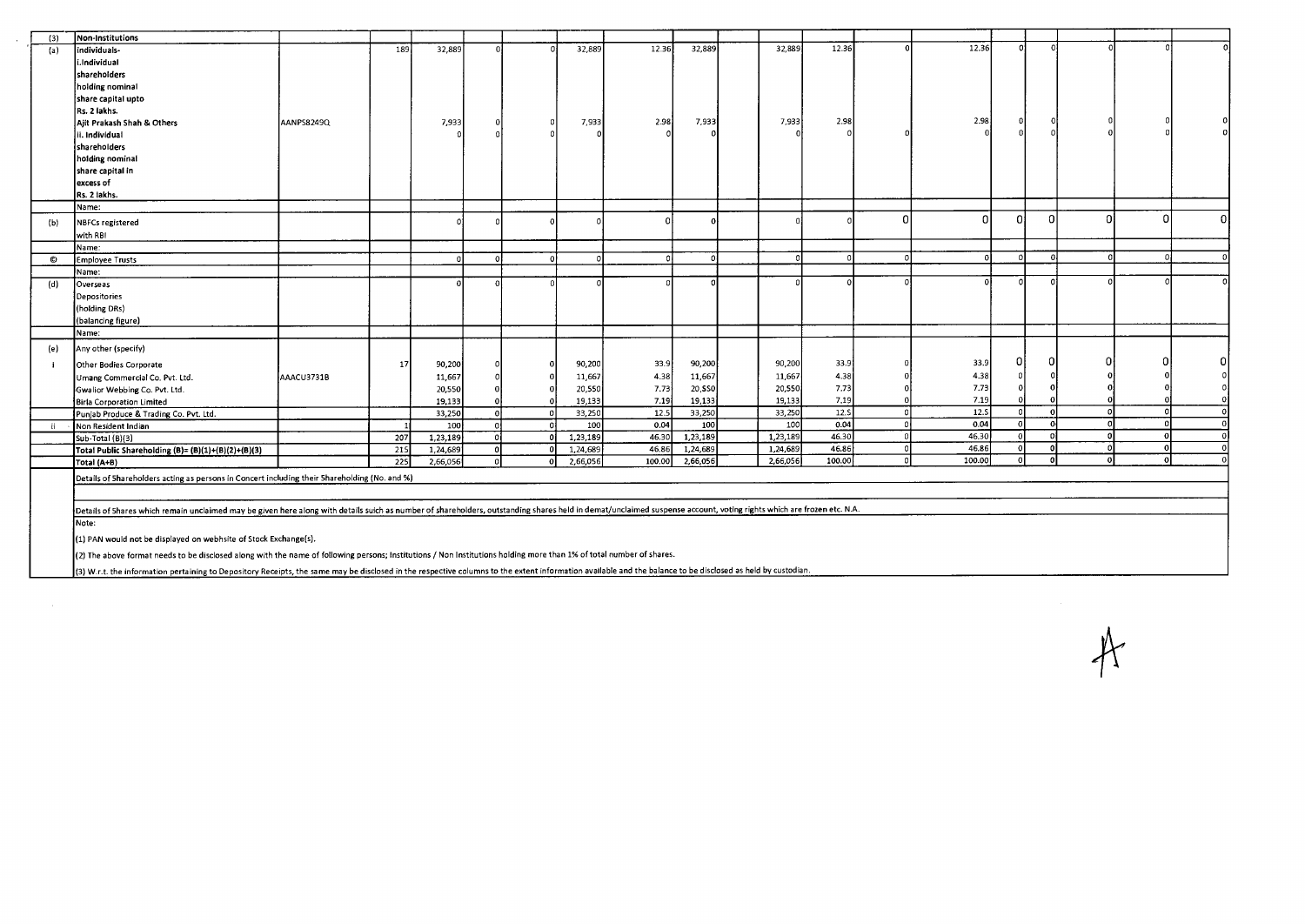| (3) | Non-Institutions | | | | | | | | | | | | | | | | | | | |
|---|---|---|---|---|---|---|---|---|---|---|---|---|---|---|---|---|---|---|---|---|
| (a) | Individuals- i.Individual shareholders holding nominal share capital upto Rs. 2 lakhs. | | 189 | 32,889 | 0 | 0 | 32,889 | 12.36 | 32,889 | | 32,889 | 12.36 | 0 | 12.36 | 0 | 0 | | 0 | 0 | 0 |
| | Ajit Prakash Shah & Others | AANPS8249Q | | 7,933 | 0 | 0 | 7,933 | 2.98 | 7,933 | | 7,933 | 2.98 | | 2.98 | 0 | 0 | | 0 | 0 | 0 |
| | ii. Individual shareholders holding nominal share capital in excess of Rs. 2 lakhs. | | | 0 | 0 | 0 | 0 | 0 | 0 | | 0 | 0 | 0 | 0 | 0 | 0 | | 0 | 0 | 0 |
| | Name: | | | | | | | | | | | | | | | | | | | |
| (b) | NBFCs registered with RBI | | | 0 | 0 | 0 | 0 | 0 | 0 | | 0 | 0 | 0 | 0 | 0 | 0 | | 0 | 0 | 0 |
| | Name: | | | | | | | | | | | | | | | | | | | |
| © | Employee Trusts | | | 0 | 0 | 0 | 0 | 0 | 0 | | 0 | 0 | 0 | 0 | 0 | 0 | | 0 | 0 | 0 |
| | Name: | | | | | | | | | | | | | | | | | | | |
| (d) | Overseas Depositories (holding DRs) (balancing figure) | | | 0 | 0 | 0 | 0 | 0 | 0 | | 0 | 0 | 0 | 0 | 0 | 0 | | 0 | 0 | 0 |
| | Name: | | | | | | | | | | | | | | | | | | | |
| (e) | Any other (specify) | | | | | | | | | | | | | | | | | | | |
| i | Other Bodies Corporate | | 17 | 90,200 | 0 | 0 | 90,200 | 33.9 | 90,200 | | 90,200 | 33.9 | 0 | 33.9 | 0 | 0 | | 0 | 0 | 0 |
| | Umang Commercial Co. Pvt. Ltd. | AAACU3731B | | 11,667 | 0 | 0 | 11,667 | 4.38 | 11,667 | | 11,667 | 4.38 | 0 | 4.38 | 0 | 0 | | 0 | 0 | 0 |
| | Gwalior Webbing Co. Pvt. Ltd. | | | 20,550 | 0 | 0 | 20,550 | 7.73 | 20,550 | | 20,550 | 7.73 | 0 | 7.73 | 0 | 0 | | 0 | 0 | 0 |
| | Birla Corporation Limited | | | 19,133 | 0 | 0 | 19,133 | 7.19 | 19,133 | | 19,133 | 7.19 | 0 | 7.19 | 0 | 0 | | 0 | 0 | 0 |
| | Punjab Produce & Trading Co. Pvt. Ltd. | | | 33,250 | 0 | 0 | 33,250 | 12.5 | 33,250 | | 33,250 | 12.5 | 0 | 12.5 | 0 | 0 | | 0 | 0 | 0 |
| ii | Non Resident Indian | | 1 | 100 | 0 | 0 | 100 | 0.04 | 100 | | 100 | 0.04 | 0 | 0.04 | 0 | 0 | | 0 | 0 | 0 |
| | Sub-Total (B)(3) | | 207 | 1,23,189 | 0 | 0 | 1,23,189 | 46.30 | 1,23,189 | | 1,23,189 | 46.30 | 0 | 46.30 | 0 | 0 | | 0 | 0 | 0 |
| | Total Public Shareholding (B)= (B)(1)+(B)(2)+(B)(3) | | 215 | 1,24,689 | 0 | 0 | 1,24,689 | 46.86 | 1,24,689 | | 1,24,689 | 46.86 | 0 | 46.86 | 0 | 0 | | 0 | 0 | 0 |
| | Total (A+B) | | 225 | 2,66,056 | 0 | 0 | 2,66,056 | 100.00 | 2,66,056 | | 2,66,056 | 100.00 | 0 | 100.00 | 0 | 0 | | 0 | 0 | 0 |

Details of Shareholders acting as persons in Concert including their Shareholding (No. and %)

Details of Shares which remain unclaimed may be given here along with details suich as number of shareholders, outstanding shares held in demat/unclaimed suspense account, voting rights which are frozen etc. N.A.

Note:

(1) PAN would not be displayed on webhsite of Stock Exchange(s).

(2) The above format needs to be disclosed along with the name of following persons; Institutions / Non Institutions holding more than 1% of total number of shares.

(3) W.r.t. the information pertaining to Depository Receipts, the same may be disclosed in the respective columns to the extent information available and the balance to be disclosed as held by custodian.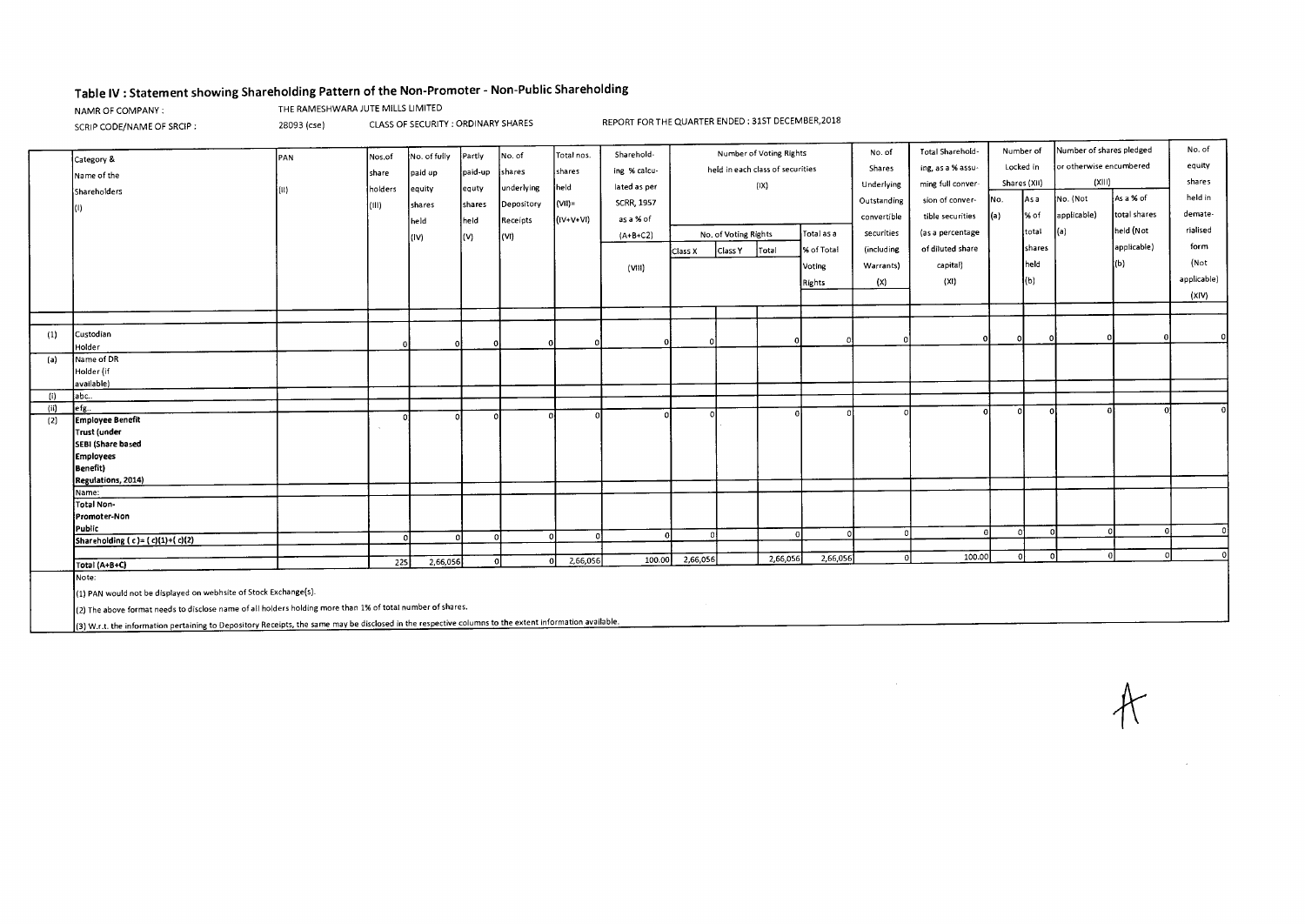## Table IV : Statement showing Shareholding Pattern of the Non-Promoter - Non-Public Shareholding

NAMR OF COMPANY : THE RAMESHWARA JUTE MILLS LIMITED

SCRIP CODE/NAME OF SRCIP : 28093 (cse) CLASS OF SECURITY : ORDINARY SHARES REPORT FOR THE QUARTER ENDED : 31ST DECEMBER,2018

| | Category & Name of the Shareholders (I) | PAN (II) | Nos.of share holders (III) | No. of fully paid up equity shares held (IV) | Partly paid-up equty shares held (V) | No. of shares underlying Depository Receipts (VI) | Total nos. shares held (VII)= (IV+V+VI) | Sharehold-ing % calcu-lated as per SCRR, 1957 as a % of (A+B+C2) (VIII) | Number of Voting Rights held in each class of securities (IX) | | | | No. of Shares Underlying Outstanding convertible securities (including Warrants) (X) | Total Sharehold-ing, as a % assu-ming full conver-sion of conver-tible securities (as a percentage of diluted share capital) (XI) | Number of Locked in Shares (XII) | | Number of shares pledged or otherwise encumbered (XIII) | | No. of equity shares held in demate-rialised form (Not applicable) (XIV) |
|---|---|---|---|---|---|---|---|---|---|---|---|---|---|---|---|---|---|---|---|
| | | | | | | | | | No. of Voting Rights | | | Total as a % of Total Voting Rights | | | No. (a) | As a % of total shares held (b) | No. (Not applicable) (a) | As a % of total shares held (Not applicable) (b) | |
| | | | | | | | | | Class X | Class Y | Total | | | | | | | | |
| (1) | Custodian Holder | | 0 | 0 | 0 | 0 | 0 | 0 | 0 | | 0 | 0 | 0 | 0 | 0 | 0 | 0 | 0 | 0 |
| (a) | Name of DR Holder (if available) | | | | | | | | | | | | | | | | | | |
| (i) | abc.. | | | | | | | | | | | | | | | | | | |
| (ii) | efg.. | | | | | | | | | | | | | | | | | | |
| (2) | **Employee Benefit Trust (under SEBI (Share based Employees Benefit) Regulations, 2014)** | | 0 | 0 | 0 | 0 | 0 | 0 | 0 | | 0 | 0 | 0 | 0 | 0 | 0 | 0 | 0 | 0 |
| | Name: | | | | | | | | | | | | | | | | | | |
| | **Total Non-Promoter-Non Public Shareholding ( c)= ( c)(1)+( c)(2)** | | 0 | 0 | 0 | 0 | 0 | 0 | 0 | | 0 | 0 | 0 | 0 | 0 | 0 | 0 | 0 | 0 |
| | **Total (A+B+C)** | | 225 | 2,66,056 | 0 | 0 | 2,66,056 | 100.00 | 2,66,056 | | 2,66,056 | 2,66,056 | 0 | 100.00 | 0 | 0 | 0 | 0 | 0 |

Note:

(1) PAN would not be displayed on webhsite of Stock Exchange(s).

(2) The above format needs to disclose name of all holders holding more than 1% of total number of shares.

(3) W.r.t. the information pertaining to Depository Receipts, the same may be disclosed in the respective columns to the extent information available.